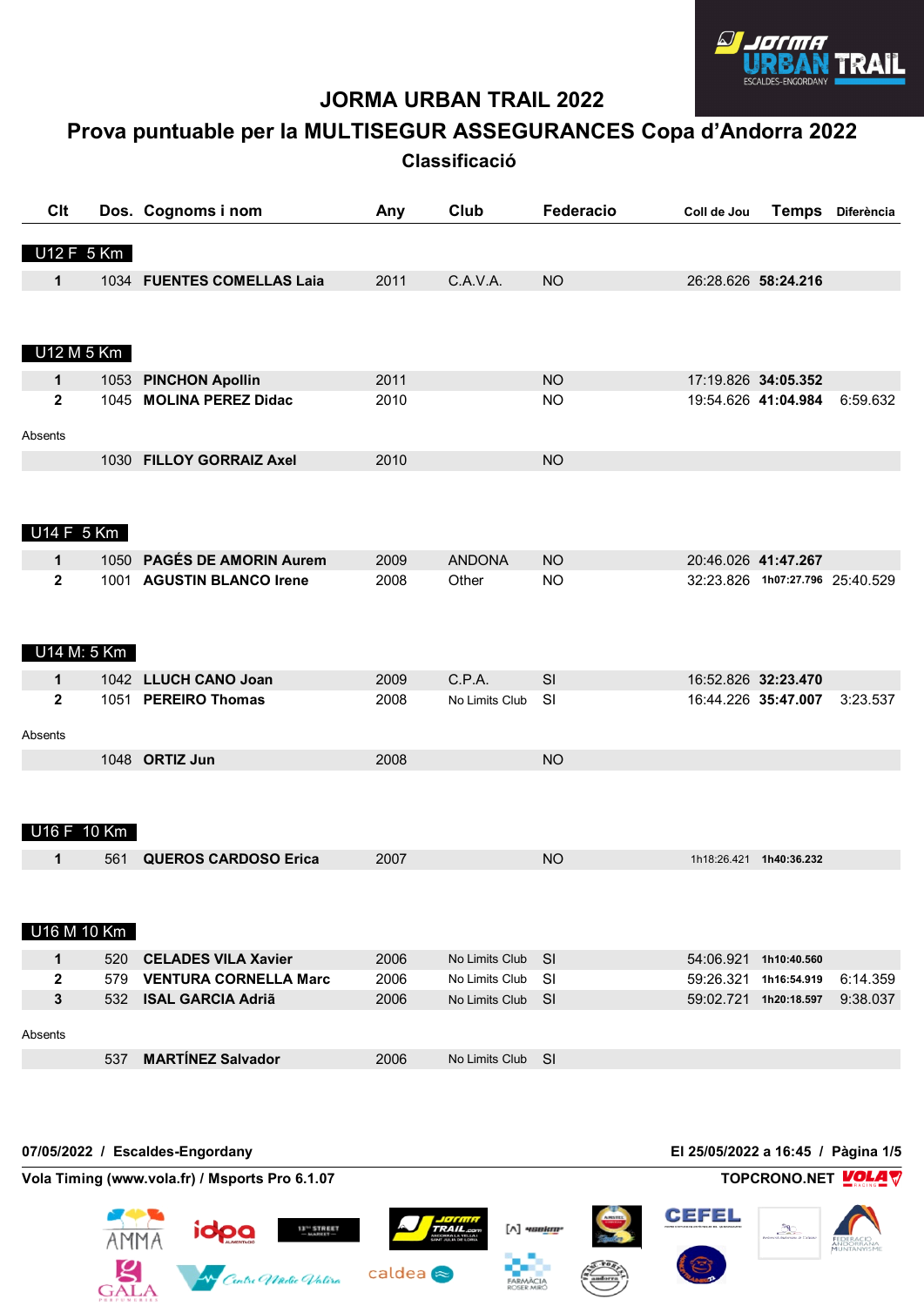# JORMA URBAN TRAIL 2022

## Prova puntuable per la MULTISEGUR ASSEGURANCES Copa d'Andorra 2022

### Classificació

| Clt | Dos. | Cognoms i nom | Any | Club | Federacio | Coll de Jou | Temps | Diferència |
|---|---|---|---|---|---|---|---|---|
| **U12 F 5 Km** | | | | | | | | |
| **1** | 1034 | **FUENTES COMELLAS Laia** | 2011 | C.A.V.A. | NO | 26:28.626 | **58:24.216** | |
| **U12 M 5 Km** | | | | | | | | |
| **1** | 1053 | **PINCHON Apollin** | 2011 | | NO | 17:19.826 | **34:05.352** | |
| **2** | 1045 | **MOLINA PEREZ Didac** | 2010 | | NO | 19:54.626 | **41:04.984** | 6:59.632 |
| Absents | | | | | | | | |
| | 1030 | **FILLOY GORRAIZ Axel** | 2010 | | NO | | | |
| **U14 F 5 Km** | | | | | | | | |
| **1** | 1050 | **PAGÉS DE AMORIN Aurem** | 2009 | ANDONA | NO | 20:46.026 | **41:47.267** | |
| **2** | 1001 | **AGUSTIN BLANCO Irene** | 2008 | Other | NO | 32:23.826 | **1h07:27.796** | 25:40.529 |
| **U14 M: 5 Km** | | | | | | | | |
| **1** | 1042 | **LLUCH CANO Joan** | 2009 | C.P.A. | SI | 16:52.826 | **32:23.470** | |
| **2** | 1051 | **PEREIRO Thomas** | 2008 | No Limits Club | SI | 16:44.226 | **35:47.007** | 3:23.537 |
| Absents | | | | | | | | |
| | 1048 | **ORTIZ Jun** | 2008 | | NO | | | |
| **U16 F 10 Km** | | | | | | | | |
| **1** | 561 | **QUEROS CARDOSO Erica** | 2007 | | NO | 1h18:26.421 | **1h40:36.232** | |
| **U16 M 10 Km** | | | | | | | | |
| **1** | 520 | **CELADES VILA Xavier** | 2006 | No Limits Club | SI | 54:06.921 | **1h10:40.560** | |
| **2** | 579 | **VENTURA CORNELLA Marc** | 2006 | No Limits Club | SI | 59:26.321 | **1h16:54.919** | 6:14.359 |
| **3** | 532 | **ISAL GARCIA Adriã** | 2006 | No Limits Club | SI | 59:02.721 | **1h20:18.597** | 9:38.037 |
| Absents | | | | | | | | |
| | 537 | **MARTÍNEZ Salvador** | 2006 | No Limits Club | SI | | | |

**07/05/2022 / Escaldes-Engordany**

**Vola Timing (www.vola.fr) / Msports Pro 6.1.07**

**TOPCRONO.NET**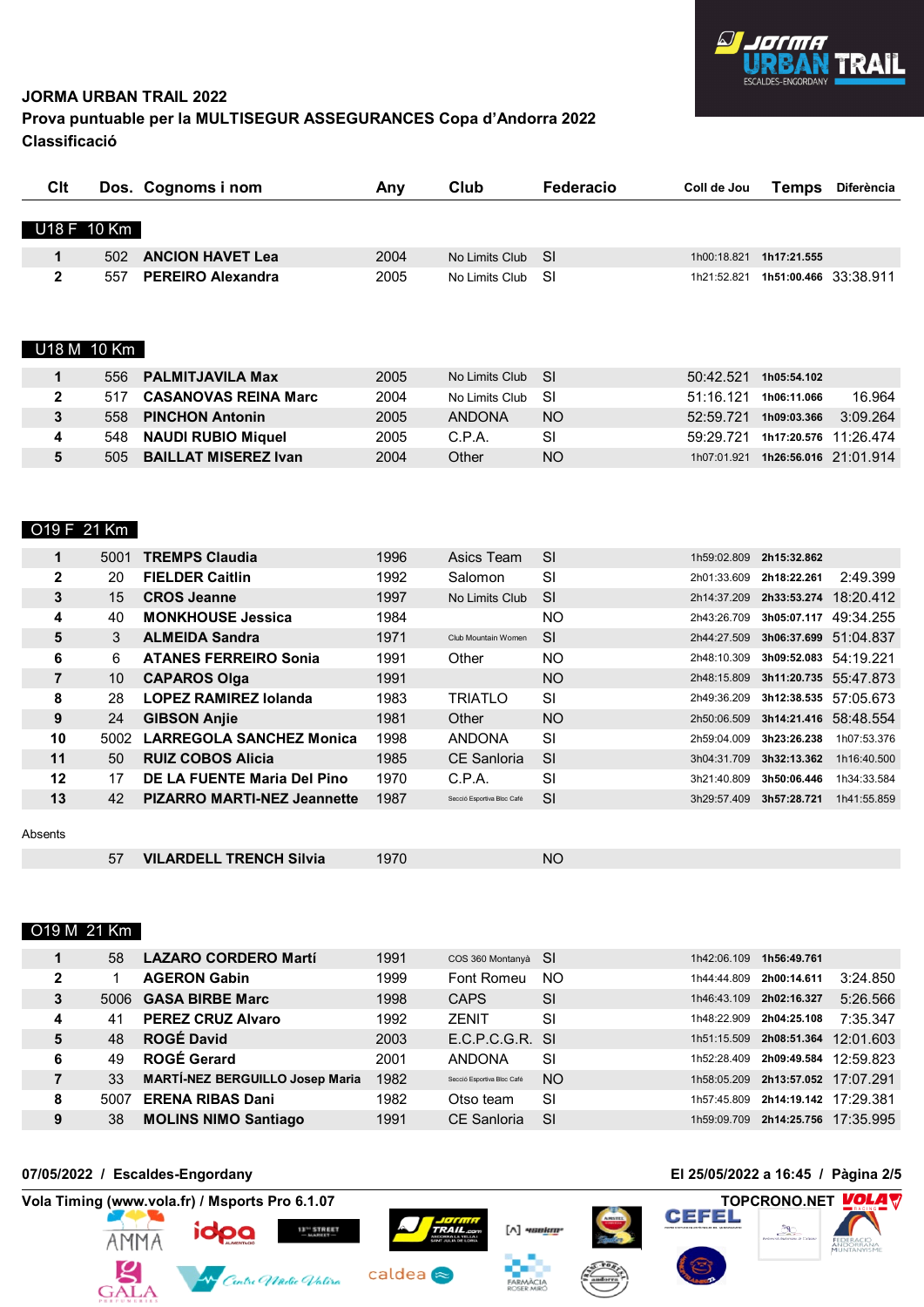**JORMA URBAN TRAIL 2022**
**Prova puntuable per la MULTISEGUR ASSEGURANCES Copa d'Andorra 2022**
**Classificació**

### U18 F 10 Km

| Clt | Dos. | Cognoms i nom | Any | Club | Federacio | Coll de Jou | Temps | Diferència |
|---|---|---|---|---|---|---|---|---|
| 1 | 502 | **ANCION HAVET Lea** | 2004 | No Limits Club | SI | 1h00:18.821 | **1h17:21.555** | |
| 2 | 557 | **PEREIRO Alexandra** | 2005 | No Limits Club | SI | 1h21:52.821 | **1h51:00.466** | 33:38.911 |

### U18 M 10 Km

| Clt | Dos. | Cognoms i nom | Any | Club | Federacio | Coll de Jou | Temps | Diferència |
|---|---|---|---|---|---|---|---|---|
| 1 | 556 | **PALMITJAVILA Max** | 2005 | No Limits Club | SI | 50:42.521 | **1h05:54.102** | |
| 2 | 517 | **CASANOVAS REINA Marc** | 2004 | No Limits Club | SI | 51:16.121 | **1h06:11.066** | 16.964 |
| 3 | 558 | **PINCHON Antonin** | 2005 | ANDONA | NO | 52:59.721 | **1h09:03.366** | 3:09.264 |
| 4 | 548 | **NAUDI RUBIO Miquel** | 2005 | C.P.A. | SI | 59:29.721 | **1h17:20.576** | 11:26.474 |
| 5 | 505 | **BAILLAT MISEREZ Ivan** | 2004 | Other | NO | 1h07:01.921 | **1h26:56.016** | 21:01.914 |

### O19 F 21 Km

| Clt | Dos. | Cognoms i nom | Any | Club | Federacio | Coll de Jou | Temps | Diferència |
|---|---|---|---|---|---|---|---|---|
| 1 | 5001 | **TREMPS Claudia** | 1996 | Asics Team | SI | 1h59:02.809 | **2h15:32.862** | |
| 2 | 20 | **FIELDER Caitlin** | 1992 | Salomon | SI | 2h01:33.609 | **2h18:22.261** | 2:49.399 |
| 3 | 15 | **CROS Jeanne** | 1997 | No Limits Club | SI | 2h14:37.209 | **2h33:53.274** | 18:20.412 |
| 4 | 40 | **MONKHOUSE Jessica** | 1984 | | NO | 2h43:26.709 | **3h05:07.117** | 49:34.255 |
| 5 | 3 | **ALMEIDA Sandra** | 1971 | Club Mountain Women | SI | 2h44:27.509 | **3h06:37.699** | 51:04.837 |
| 6 | 6 | **ATANES FERREIRO Sonia** | 1991 | Other | NO | 2h48:10.309 | **3h09:52.083** | 54:19.221 |
| 7 | 10 | **CAPAROS Olga** | 1991 | | NO | 2h48:15.809 | **3h11:20.735** | 55:47.873 |
| 8 | 28 | **LOPEZ RAMIREZ Iolanda** | 1983 | TRIATLO | SI | 2h49:36.209 | **3h12:38.535** | 57:05.673 |
| 9 | 24 | **GIBSON Anjie** | 1981 | Other | NO | 2h50:06.509 | **3h14:21.416** | 58:48.554 |
| 10 | 5002 | **LARREGOLA SANCHEZ Monica** | 1998 | ANDONA | SI | 2h59:04.009 | **3h23:26.238** | 1h07:53.376 |
| 11 | 50 | **RUIZ COBOS Alicia** | 1985 | CE Sanloria | SI | 3h04:31.709 | **3h32:13.362** | 1h16:40.500 |
| 12 | 17 | **DE LA FUENTE Maria Del Pino** | 1970 | C.P.A. | SI | 3h21:40.809 | **3h50:06.446** | 1h34:33.584 |
| 13 | 42 | **PIZARRO MARTI-NEZ Jeannette** | 1987 | Secció Esportiva Bloc Café | SI | 3h29:57.409 | **3h57:28.721** | 1h41:55.859 |

Absents

| Clt | Dos. | Cognoms i nom | Any | Club | Federacio | Coll de Jou | Temps | Diferència |
|---|---|---|---|---|---|---|---|---|
| | 57 | **VILARDELL TRENCH Silvia** | 1970 | | NO | | | |

### O19 M 21 Km

| Clt | Dos. | Cognoms i nom | Any | Club | Federacio | Coll de Jou | Temps | Diferència |
|---|---|---|---|---|---|---|---|---|
| 1 | 58 | **LAZARO CORDERO Martí** | 1991 | COS 360 Montanyà | SI | 1h42:06.109 | **1h56:49.761** | |
| 2 | 1 | **AGERON Gabin** | 1999 | Font Romeu | NO | 1h44:44.809 | **2h00:14.611** | 3:24.850 |
| 3 | 5006 | **GASA BIRBE Marc** | 1998 | CAPS | SI | 1h46:43.109 | **2h02:16.327** | 5:26.566 |
| 4 | 41 | **PEREZ CRUZ Alvaro** | 1992 | ZENIT | SI | 1h48:22.909 | **2h04:25.108** | 7:35.347 |
| 5 | 48 | **ROGÉ David** | 2003 | E.C.P.C.G.R. | SI | 1h51:15.509 | **2h08:51.364** | 12:01.603 |
| 6 | 49 | **ROGÉ Gerard** | 2001 | ANDONA | SI | 1h52:28.409 | **2h09:49.584** | 12:59.823 |
| 7 | 33 | **MARTÍ-NEZ BERGUILLO Josep Maria** | 1982 | Secció Esportiva Bloc Café | NO | 1h58:05.209 | **2h13:57.052** | 17:07.291 |
| 8 | 5007 | **ERENA RIBAS Dani** | 1982 | Otso team | SI | 1h57:45.809 | **2h14:19.142** | 17:29.381 |
| 9 | 38 | **MOLINS NIMO Santiago** | 1991 | CE Sanloria | SI | 1h59:09.709 | **2h14:25.756** | 17:35.995 |

**07/05/2022 / Escaldes-Engordany** — **El 25/05/2022 a 16:45**

**Vola Timing (www.vola.fr) / Msports Pro 6.1.07** — **TOPCRONO.NET**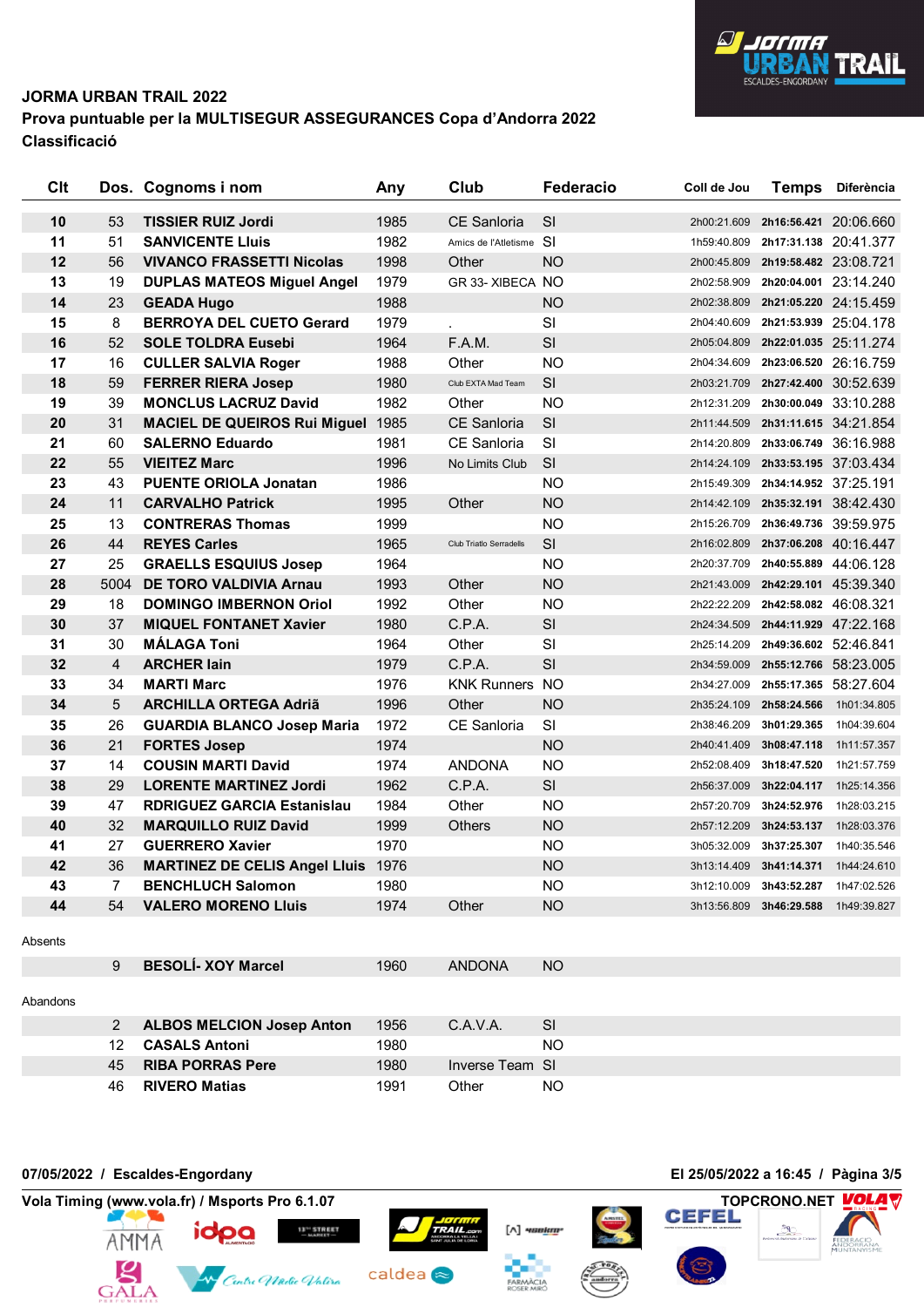**JORMA URBAN TRAIL 2022**

**Prova puntuable per la MULTISEGUR ASSEGURANCES Copa d'Andorra 2022**

**Classificació**

| Clt | Dos. | Cognoms i nom | Any | Club | Federacio | Coll de Jou | Temps | Diferència |
|---|---|---|---|---|---|---|---|---|
| 10 | 53 | TISSIER RUIZ Jordi | 1985 | CE Sanloria | SI | 2h00:21.609 | 2h16:56.421 | 20:06.660 |
| 11 | 51 | SANVICENTE Lluis | 1982 | Amics de l'Atletisme | SI | 1h59:40.809 | 2h17:31.138 | 20:41.377 |
| 12 | 56 | VIVANCO FRASSETTI Nicolas | 1998 | Other | NO | 2h00:45.809 | 2h19:58.482 | 23:08.721 |
| 13 | 19 | DUPLAS MATEOS Miguel Angel | 1979 | GR 33- XIBECA | NO | 2h02:58.909 | 2h20:04.001 | 23:14.240 |
| 14 | 23 | GEADA Hugo | 1988 | | NO | 2h02:38.809 | 2h21:05.220 | 24:15.459 |
| 15 | 8 | BERROYA DEL CUETO Gerard | 1979 | . | SI | 2h04:40.609 | 2h21:53.939 | 25:04.178 |
| 16 | 52 | SOLE TOLDRA Eusebi | 1964 | F.A.M. | SI | 2h05:04.809 | 2h22:01.035 | 25:11.274 |
| 17 | 16 | CULLER SALVIA Roger | 1988 | Other | NO | 2h04:34.609 | 2h23:06.520 | 26:16.759 |
| 18 | 59 | FERRER RIERA Josep | 1980 | Club EXTA Mad Team | SI | 2h03:21.709 | 2h27:42.400 | 30:52.639 |
| 19 | 39 | MONCLUS LACRUZ David | 1982 | Other | NO | 2h12:31.209 | 2h30:00.049 | 33:10.288 |
| 20 | 31 | MACIEL DE QUEIROS Rui Miguel | 1985 | CE Sanloria | SI | 2h11:44.509 | 2h31:11.615 | 34:21.854 |
| 21 | 60 | SALERNO Eduardo | 1981 | CE Sanloria | SI | 2h14:20.809 | 2h33:06.749 | 36:16.988 |
| 22 | 55 | VIEITEZ Marc | 1996 | No Limits Club | SI | 2h14:24.109 | 2h33:53.195 | 37:03.434 |
| 23 | 43 | PUENTE ORIOLA Jonatan | 1986 | | NO | 2h15:49.309 | 2h34:14.952 | 37:25.191 |
| 24 | 11 | CARVALHO Patrick | 1995 | Other | NO | 2h14:42.109 | 2h35:32.191 | 38:42.430 |
| 25 | 13 | CONTRERAS Thomas | 1999 | | NO | 2h15:26.709 | 2h36:49.736 | 39:59.975 |
| 26 | 44 | REYES Carles | 1965 | Club Triatlo Serradells | SI | 2h16:02.809 | 2h37:06.208 | 40:16.447 |
| 27 | 25 | GRAELLS ESQUIUS Josep | 1964 | | NO | 2h20:37.709 | 2h40:55.889 | 44:06.128 |
| 28 | 5004 | DE TORO VALDIVIA Arnau | 1993 | Other | NO | 2h21:43.009 | 2h42:29.101 | 45:39.340 |
| 29 | 18 | DOMINGO IMBERNON Oriol | 1992 | Other | NO | 2h22:22.209 | 2h42:58.082 | 46:08.321 |
| 30 | 37 | MIQUEL FONTANET Xavier | 1980 | C.P.A. | SI | 2h24:34.509 | 2h44:11.929 | 47:22.168 |
| 31 | 30 | MÁLAGA Toni | 1964 | Other | SI | 2h25:14.209 | 2h49:36.602 | 52:46.841 |
| 32 | 4 | ARCHER Iain | 1979 | C.P.A. | SI | 2h34:59.009 | 2h55:12.766 | 58:23.005 |
| 33 | 34 | MARTI Marc | 1976 | KNK Runners | NO | 2h34:27.009 | 2h55:17.365 | 58:27.604 |
| 34 | 5 | ARCHILLA ORTEGA Adriä | 1996 | Other | NO | 2h35:24.109 | 2h58:24.566 | 1h01:34.805 |
| 35 | 26 | GUARDIA BLANCO Josep Maria | 1972 | CE Sanloria | SI | 2h38:46.209 | 3h01:29.365 | 1h04:39.604 |
| 36 | 21 | FORTES Josep | 1974 | | NO | 2h40:41.409 | 3h08:47.118 | 1h11:57.357 |
| 37 | 14 | COUSIN MARTI David | 1974 | ANDONA | NO | 2h52:08.409 | 3h18:47.520 | 1h21:57.759 |
| 38 | 29 | LORENTE MARTINEZ Jordi | 1962 | C.P.A. | SI | 2h56:37.009 | 3h22:04.117 | 1h25:14.356 |
| 39 | 47 | RDRIGUEZ GARCIA Estanislau | 1984 | Other | NO | 2h57:20.709 | 3h24:52.976 | 1h28:03.215 |
| 40 | 32 | MARQUILLO RUIZ David | 1999 | Others | NO | 2h57:12.209 | 3h24:53.137 | 1h28:03.376 |
| 41 | 27 | GUERRERO Xavier | 1970 | | NO | 3h05:32.009 | 3h37:25.307 | 1h40:35.546 |
| 42 | 36 | MARTINEZ DE CELIS Angel Lluis | 1976 | | NO | 3h13:14.409 | 3h41:14.371 | 1h44:24.610 |
| 43 | 7 | BENCHLUCH Salomon | 1980 | | NO | 3h12:10.009 | 3h43:52.287 | 1h47:02.526 |
| 44 | 54 | VALERO MORENO Lluis | 1974 | Other | NO | 3h13:56.809 | 3h46:29.588 | 1h49:39.827 |

Absents

| Clt | Dos. | Cognoms i nom | Any | Club | Federacio |
|---|---|---|---|---|---|
| | 9 | BESOLÍ- XOY Marcel | 1960 | ANDONA | NO |

Abandons

| Clt | Dos. | Cognoms i nom | Any | Club | Federacio |
|---|---|---|---|---|---|
| | 2 | ALBOS MELCION Josep Anton | 1956 | C.A.V.A. | SI |
| | 12 | CASALS Antoni | 1980 | | NO |
| | 45 | RIBA PORRAS Pere | 1980 | Inverse Team | SI |
| | 46 | RIVERO Matias | 1991 | Other | NO |

07/05/2022 / Escaldes-Engordany

El 25/05/2022 a 16:45

Vola Timing (www.vola.fr) / Msports Pro 6.1.07

TOPCRONO.NET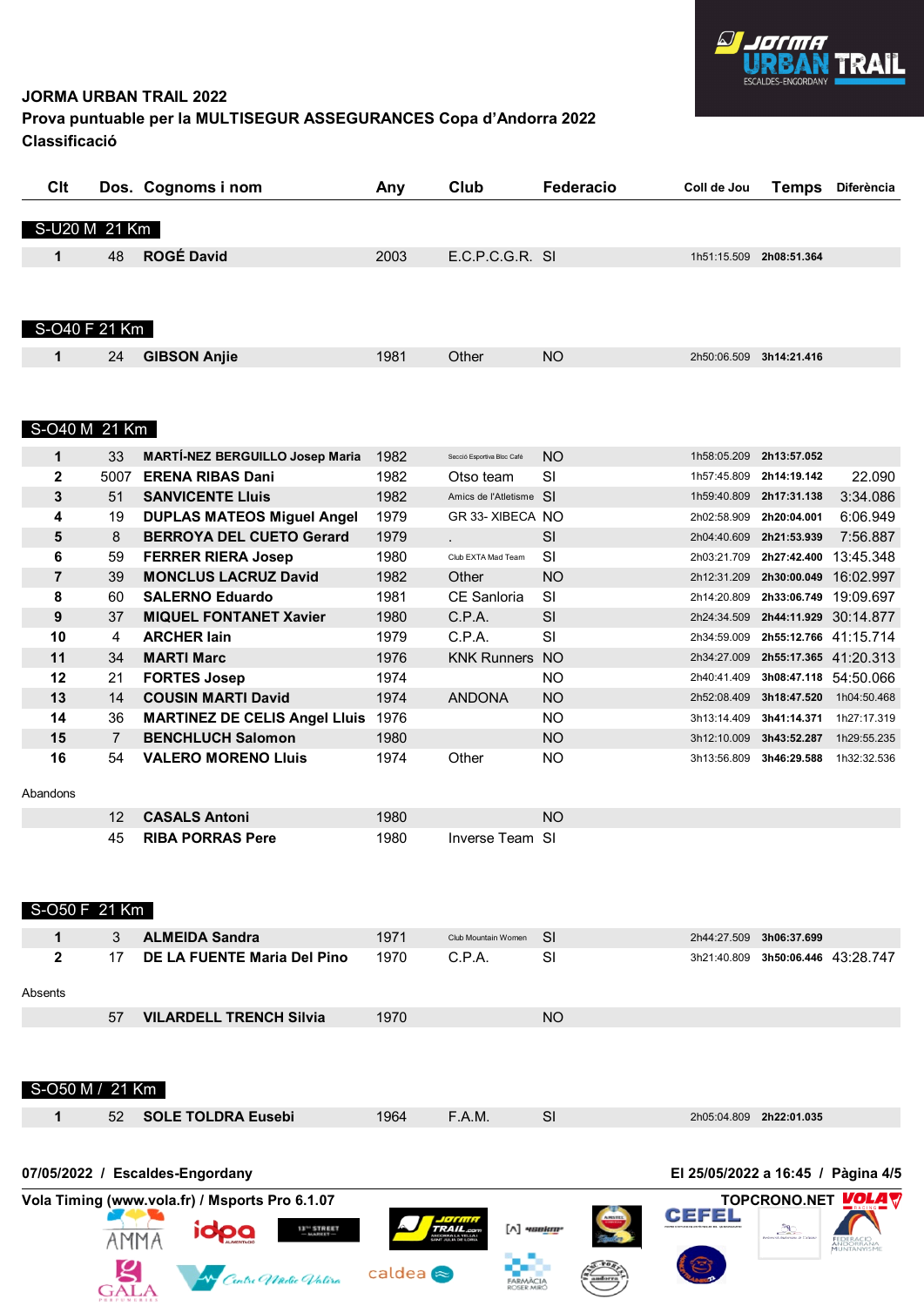**JORMA URBAN TRAIL 2022**

**Prova puntuable per la MULTISEGUR ASSEGURANCES Copa d'Andorra 2022**

**Classificació**

| Clt | Dos. | Cognoms i nom | Any | Club | Federacio | Coll de Jou | Temps | Diferència |
|---|---|---|---|---|---|---|---|---|
| **S-U20 M 21 Km** | | | | | | | | |
| 1 | 48 | **ROGÉ David** | 2003 | E.C.P.C.G.R. | SI | 1h51:15.509 | **2h08:51.364** | |
| **S-O40 F 21 Km** | | | | | | | | |
| 1 | 24 | **GIBSON Anjie** | 1981 | Other | NO | 2h50:06.509 | **3h14:21.416** | |
| **S-O40 M 21 Km** | | | | | | | | |
| 1 | 33 | **MARTÍ-NEZ BERGUILLO Josep Maria** | 1982 | Secció Esportiva Bloc Cafè | NO | 1h58:05.209 | **2h13:57.052** | |
| 2 | 5007 | **ERENA RIBAS Dani** | 1982 | Otso team | SI | 1h57:45.809 | **2h14:19.142** | 22.090 |
| 3 | 51 | **SANVICENTE Lluis** | 1982 | Amics de l'Atletisme | SI | 1h59:40.809 | **2h17:31.138** | 3:34.086 |
| 4 | 19 | **DUPLAS MATEOS Miguel Angel** | 1979 | GR 33- XIBECA | NO | 2h02:58.909 | **2h20:04.001** | 6:06.949 |
| 5 | 8 | **BERROYA DEL CUETO Gerard** | 1979 | . | SI | 2h04:40.609 | **2h21:53.939** | 7:56.887 |
| 6 | 59 | **FERRER RIERA Josep** | 1980 | Club EXTA Mad Team | SI | 2h03:21.709 | **2h27:42.400** | 13:45.348 |
| 7 | 39 | **MONCLUS LACRUZ David** | 1982 | Other | NO | 2h12:31.209 | **2h30:00.049** | 16:02.997 |
| 8 | 60 | **SALERNO Eduardo** | 1981 | CE Sanloria | SI | 2h14:20.809 | **2h33:06.749** | 19:09.697 |
| 9 | 37 | **MIQUEL FONTANET Xavier** | 1980 | C.P.A. | SI | 2h24:34.509 | **2h44:11.929** | 30:14.877 |
| 10 | 4 | **ARCHER Iain** | 1979 | C.P.A. | SI | 2h34:59.009 | **2h55:12.766** | 41:15.714 |
| 11 | 34 | **MARTI Marc** | 1976 | KNK Runners | NO | 2h34:27.009 | **2h55:17.365** | 41:20.313 |
| 12 | 21 | **FORTES Josep** | 1974 | | NO | 2h40:41.409 | **3h08:47.118** | 54:50.066 |
| 13 | 14 | **COUSIN MARTI David** | 1974 | ANDONA | NO | 2h52:08.409 | **3h18:47.520** | 1h04:50.468 |
| 14 | 36 | **MARTINEZ DE CELIS Angel Lluis** | 1976 | | NO | 3h13:14.409 | **3h41:14.371** | 1h27:17.319 |
| 15 | 7 | **BENCHLUCH Salomon** | 1980 | | NO | 3h12:10.009 | **3h43:52.287** | 1h29:55.235 |
| 16 | 54 | **VALERO MORENO Lluis** | 1974 | Other | NO | 3h13:56.809 | **3h46:29.588** | 1h32:32.536 |
| Abandons | | | | | | | | |
| | 12 | **CASALS Antoni** | 1980 | | NO | | | |
| | 45 | **RIBA PORRAS Pere** | 1980 | Inverse Team | SI | | | |
| **S-O50 F 21 Km** | | | | | | | | |
| 1 | 3 | **ALMEIDA Sandra** | 1971 | Club Mountain Women | SI | 2h44:27.509 | **3h06:37.699** | |
| 2 | 17 | **DE LA FUENTE Maria Del Pino** | 1970 | C.P.A. | SI | 3h21:40.809 | **3h50:06.446** | 43:28.747 |
| Absents | | | | | | | | |
| | 57 | **VILARDELL TRENCH Silvia** | 1970 | | NO | | | |
| **S-O50 M / 21 Km** | | | | | | | | |
| 1 | 52 | **SOLE TOLDRA Eusebi** | 1964 | F.A.M. | SI | 2h05:04.809 | **2h22:01.035** | |

**07/05/2022 / Escaldes-Engordany** — **El 25/05/2022 a 16:45**

**Vola Timing (www.vola.fr) / Msports Pro 6.1.07** — **TOPCRONO.NET**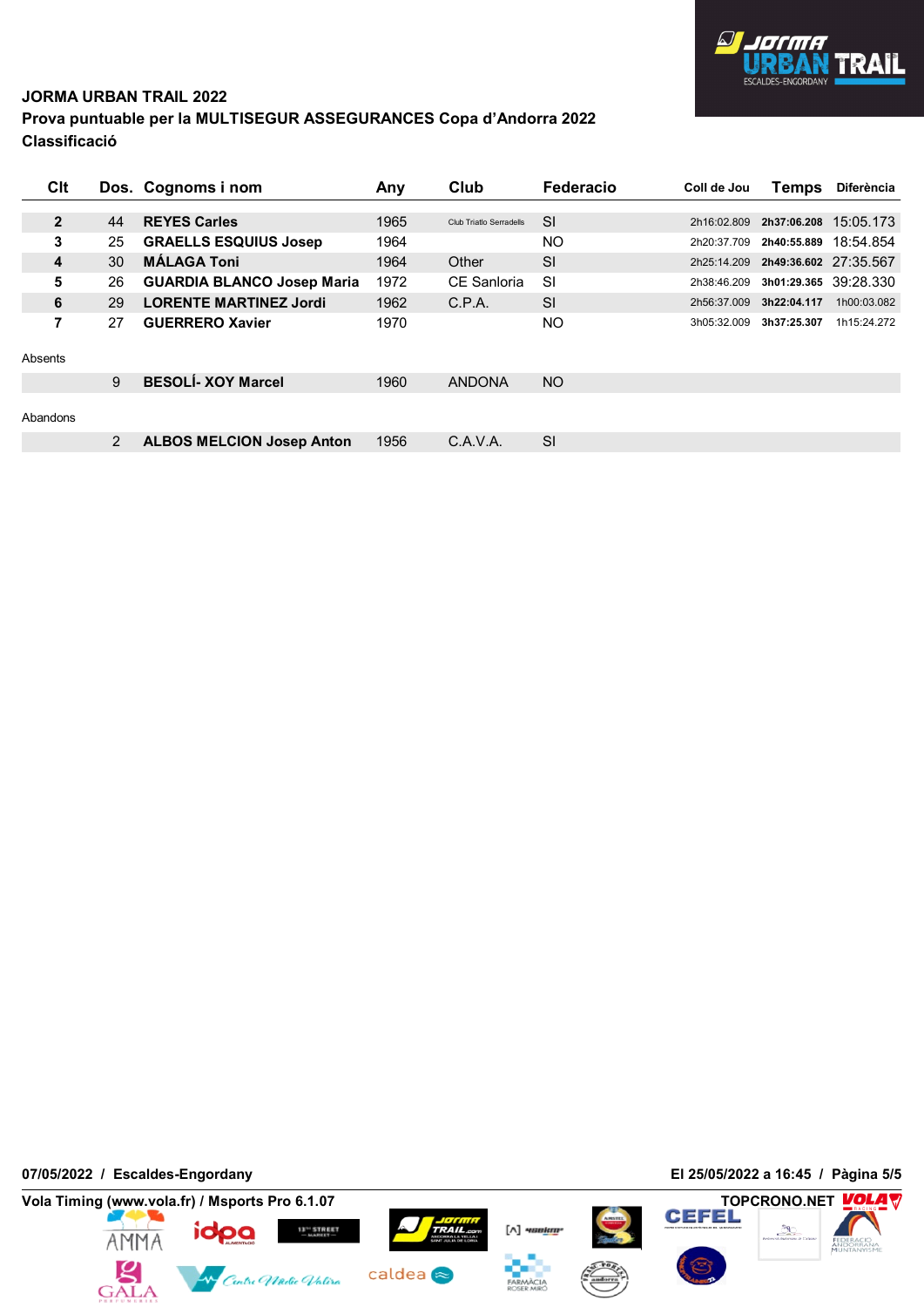**JORMA URBAN TRAIL 2022**

**Prova puntuable per la MULTISEGUR ASSEGURANCES Copa d'Andorra 2022**

**Classificació**

| Clt | Dos. | Cognoms i nom | Any | Club | Federacio | Coll de Jou | Temps | Diferència |
|---|---|---|---|---|---|---|---|---|
| **2** | 44 | **REYES Carles** | 1965 | Club Triatlo Serradells | SI | 2h16:02.809 | **2h37:06.208** | 15:05.173 |
| **3** | 25 | **GRAELLS ESQUIUS Josep** | 1964 | | NO | 2h20:37.709 | **2h40:55.889** | 18:54.854 |
| **4** | 30 | **MÁLAGA Toni** | 1964 | Other | SI | 2h25:14.209 | **2h49:36.602** | 27:35.567 |
| **5** | 26 | **GUARDIA BLANCO Josep Maria** | 1972 | CE Sanloria | SI | 2h38:46.209 | **3h01:29.365** | 39:28.330 |
| **6** | 29 | **LORENTE MARTINEZ Jordi** | 1962 | C.P.A. | SI | 2h56:37.009 | **3h22:04.117** | 1h00:03.082 |
| **7** | 27 | **GUERRERO Xavier** | 1970 | | NO | 3h05:32.009 | **3h37:25.307** | 1h15:24.272 |

Absents

| Clt | Dos. | Cognoms i nom | Any | Club | Federacio |
|---|---|---|---|---|---|
| | 9 | **BESOLÍ- XOY Marcel** | 1960 | ANDONA | NO |

Abandons

| Clt | Dos. | Cognoms i nom | Any | Club | Federacio |
|---|---|---|---|---|---|
| | 2 | **ALBOS MELCION Josep Anton** | 1956 | C.A.V.A. | SI |

**07/05/2022 / Escaldes-Engordany** **El 25/05/2022 a 16:45**

**Vola Timing (www.vola.fr) / Msports Pro 6.1.07** **TOPCRONO.NET**